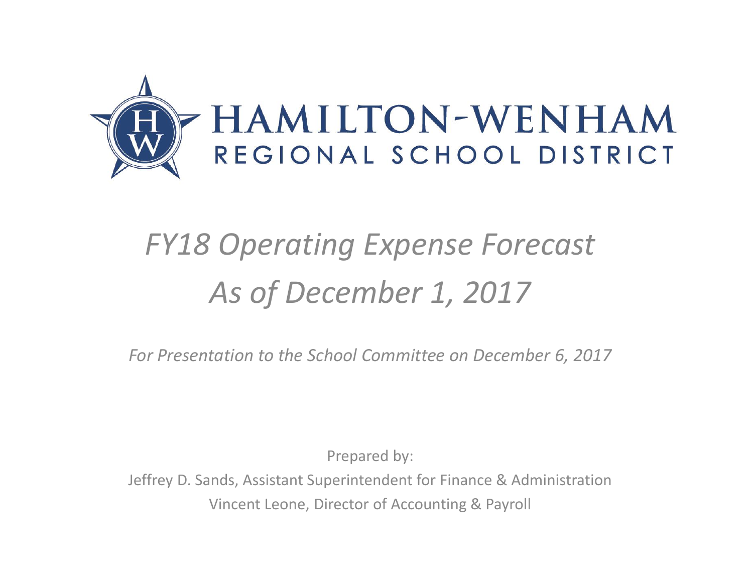# HAMILTON-WENHAM REGIONAL SCHOOL DISTRICT

## *FY18 Operating Expense Forecast As of December 1, 2017*

*For Presentation to the School Committee on December 6, 2017*

Prepared by:

Jeffrey D. Sands, Assistant Superintendent for Finance & Administration

Vincent Leone, Director of Accounting & Payroll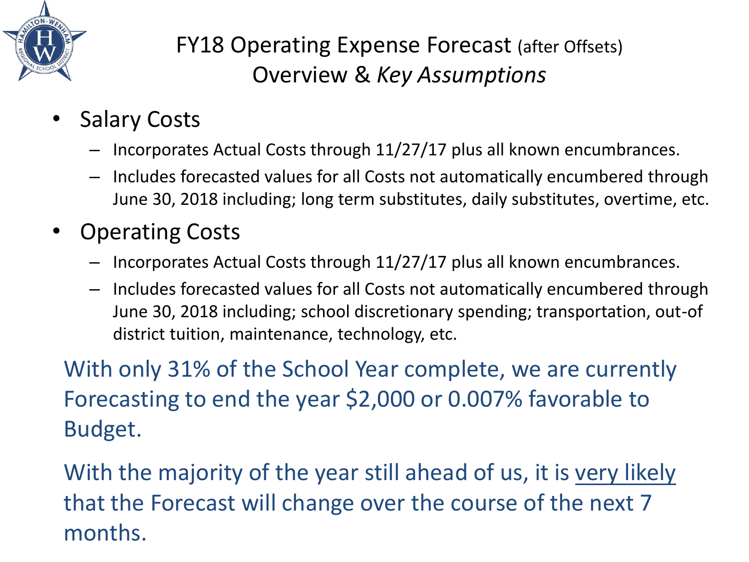# FY18 Operating Expense Forecast (after Offsets)
## Overview & *Key Assumptions*

- Salary Costs
  - Incorporates Actual Costs through 11/27/17 plus all known encumbrances.
  - Includes forecasted values for all Costs not automatically encumbered through June 30, 2018 including; long term substitutes, daily substitutes, overtime, etc.
- Operating Costs
  - Incorporates Actual Costs through 11/27/17 plus all known encumbrances.
  - Includes forecasted values for all Costs not automatically encumbered through June 30, 2018 including; school discretionary spending; transportation, out-of district tuition, maintenance, technology, etc.

With only 31% of the School Year complete, we are currently Forecasting to end the year $2,000 or 0.007% favorable to Budget.

With the majority of the year still ahead of us, it is <u>very likely</u> that the Forecast will change over the course of the next 7 months.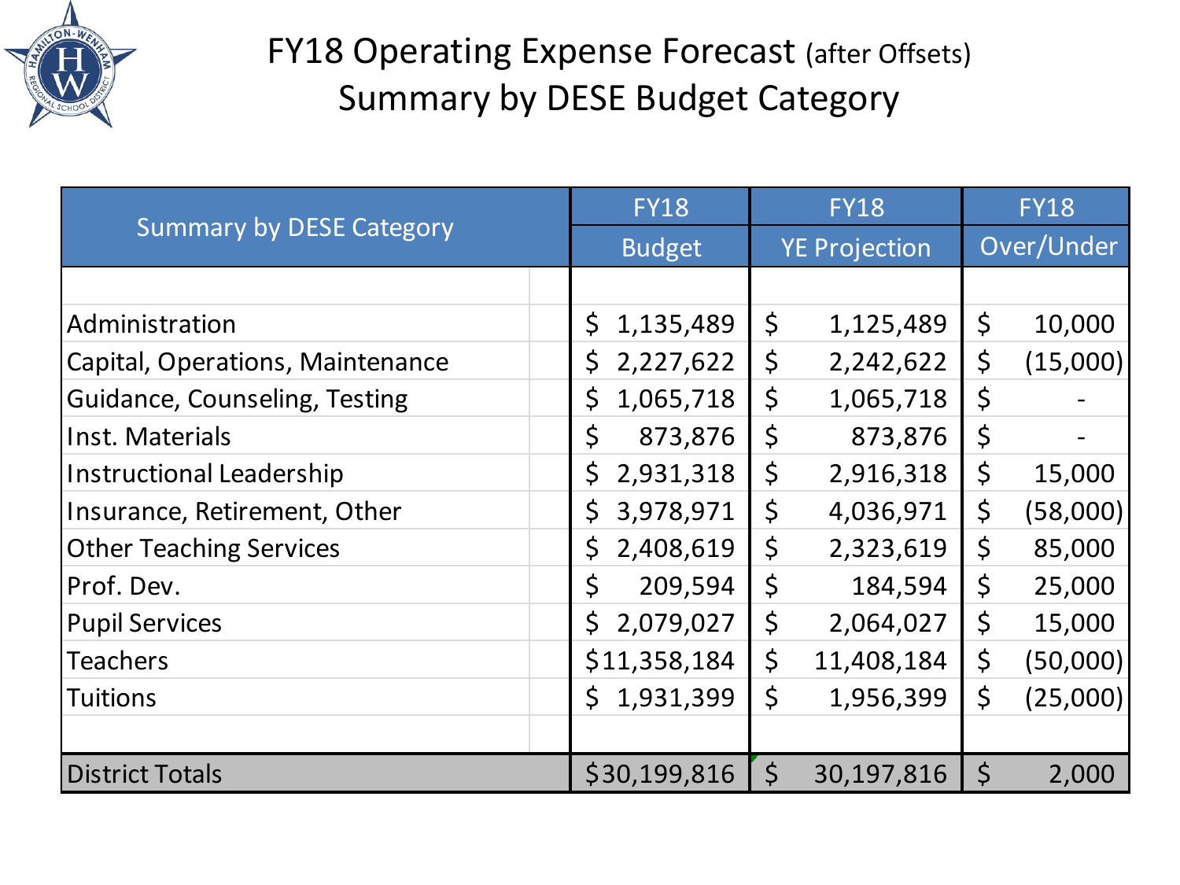# FY18 Operating Expense Forecast (after Offsets)
## Summary by DESE Budget Category

| Summary by DESE Category | FY18 Budget | FY18 YE Projection | FY18 Over/Under |
|---|---|---|---|
| Administration | $ 1,135,489 | $ 1,125,489 | $ 10,000 |
| Capital, Operations, Maintenance | $ 2,227,622 | $ 2,242,622 | $ (15,000) |
| Guidance, Counseling, Testing | $ 1,065,718 | $ 1,065,718 | $ - |
| Inst. Materials | $ 873,876 | $ 873,876 | $ - |
| Instructional Leadership | $ 2,931,318 | $ 2,916,318 | $ 15,000 |
| Insurance, Retirement, Other | $ 3,978,971 | $ 4,036,971 | $ (58,000) |
| Other Teaching Services | $ 2,408,619 | $ 2,323,619 | $ 85,000 |
| Prof. Dev. | $ 209,594 | $ 184,594 | $ 25,000 |
| Pupil Services | $ 2,079,027 | $ 2,064,027 | $ 15,000 |
| Teachers | $11,358,184 | $ 11,408,184 | $ (50,000) |
| Tuitions | $ 1,931,399 | $ 1,956,399 | $ (25,000) |
| District Totals | $30,199,816 | $ 30,197,816 | $ 2,000 |